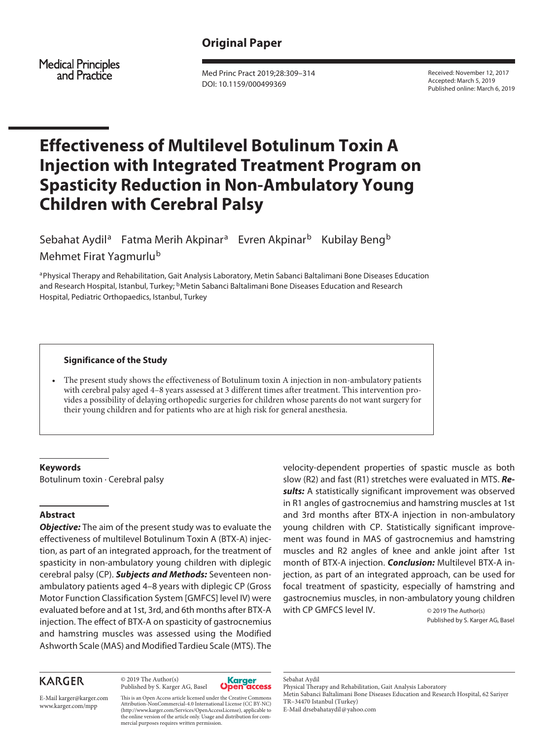## Original Paper

Medical Principles and Practice

Med Princ Pract 2019;28:309–314
DOI: 10.1159/000499369

Received: November 12, 2017
Accepted: March 5, 2019
Published online: March 6, 2019

# Effectiveness of Multilevel Botulinum Toxin A Injection with Integrated Treatment Program on Spasticity Reduction in Non-Ambulatory Young Children with Cerebral Palsy

Sebahat Aydil[a] Fatma Merih Akpinar[a] Evren Akpinar[b] Kubilay Beng[b] Mehmet Firat Yagmurlu[b]

[a]Physical Therapy and Rehabilitation, Gait Analysis Laboratory, Metin Sabanci Baltalimani Bone Diseases Education and Research Hospital, Istanbul, Turkey; [b]Metin Sabanci Baltalimani Bone Diseases Education and Research Hospital, Pediatric Orthopaedics, Istanbul, Turkey

### Significance of the Study

- The present study shows the effectiveness of Botulinum toxin A injection in non-ambulatory patients with cerebral palsy aged 4–8 years assessed at 3 different times after treatment. This intervention provides a possibility of delaying orthopedic surgeries for children whose parents do not want surgery for their young children and for patients who are at high risk for general anesthesia.

### Keywords

Botulinum toxin · Cerebral palsy

### Abstract

***Objective:*** The aim of the present study was to evaluate the effectiveness of multilevel Botulinum Toxin A (BTX-A) injection, as part of an integrated approach, for the treatment of spasticity in non-ambulatory young children with diplegic cerebral palsy (CP). ***Subjects and Methods:*** Seventeen non-ambulatory patients aged 4–8 years with diplegic CP (Gross Motor Function Classification System [GMFCS] level IV) were evaluated before and at 1st, 3rd, and 6th months after BTX-A injection. The effect of BTX-A on spasticity of gastrocnemius and hamstring muscles was assessed using the Modified Ashworth Scale (MAS) and Modified Tardieu Scale (MTS). The velocity-dependent properties of spastic muscle as both slow (R2) and fast (R1) stretches were evaluated in MTS. ***Results:*** A statistically significant improvement was observed in R1 angles of gastrocnemius and hamstring muscles at 1st and 3rd months after BTX-A injection in non-ambulatory young children with CP. Statistically significant improvement was found in MAS of gastrocnemius and hamstring muscles and R2 angles of knee and ankle joint after 1st month of BTX-A injection. ***Conclusion:*** Multilevel BTX-A injection, as part of an integrated approach, can be used for focal treatment of spasticity, especially of hamstring and gastrocnemius muscles, in non-ambulatory young children with CP GMFCS level IV.

© 2019 The Author(s)
Published by S. Karger AG, Basel

KARGER

E-Mail karger@karger.com
www.karger.com/mpp

© 2019 The Author(s)
Published by S. Karger AG, Basel

This is an Open Access article licensed under the Creative Commons Attribution-NonCommercial-4.0 International License (CC BY-NC) (http://www.karger.com/Services/OpenAccessLicense), applicable to the online version of the article only. Usage and distribution for commercial purposes requires written permission.

Sebahat Aydil
Physical Therapy and Rehabilitation, Gait Analysis Laboratory
Metin Sabanci Baltalimani Bone Diseases Education and Research Hospital, 62 Sariyer
TR–34470 Istanbul (Turkey)
E-Mail drsebahataydil@yahoo.com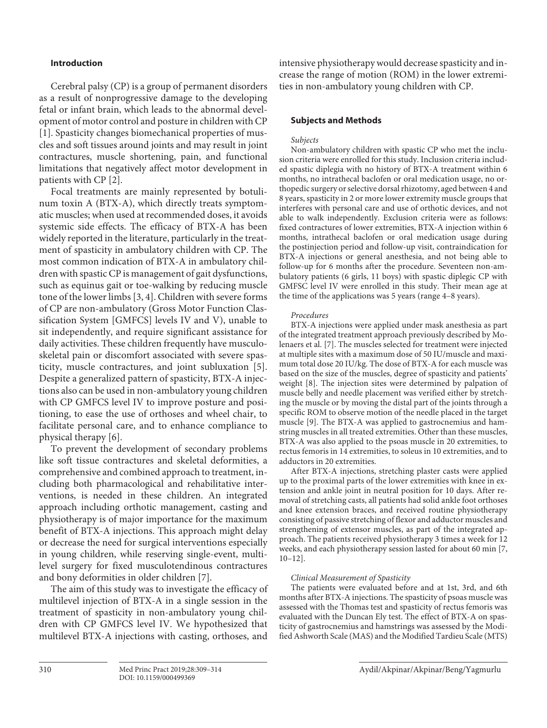## Introduction

Cerebral palsy (CP) is a group of permanent disorders as a result of nonprogressive damage to the developing fetal or infant brain, which leads to the abnormal development of motor control and posture in children with CP [1]. Spasticity changes biomechanical properties of muscles and soft tissues around joints and may result in joint contractures, muscle shortening, pain, and functional limitations that negatively affect motor development in patients with CP [2].

Focal treatments are mainly represented by botulinum toxin A (BTX-A), which directly treats symptomatic muscles; when used at recommended doses, it avoids systemic side effects. The efficacy of BTX-A has been widely reported in the literature, particularly in the treatment of spasticity in ambulatory children with CP. The most common indication of BTX-A in ambulatory children with spastic CP is management of gait dysfunctions, such as equinus gait or toe-walking by reducing muscle tone of the lower limbs [3, 4]. Children with severe forms of CP are non-ambulatory (Gross Motor Function Classification System [GMFCS] levels IV and V), unable to sit independently, and require significant assistance for daily activities. These children frequently have musculoskeletal pain or discomfort associated with severe spasticity, muscle contractures, and joint subluxation [5]. Despite a generalized pattern of spasticity, BTX-A injections also can be used in non-ambulatory young children with CP GMFCS level IV to improve posture and positioning, to ease the use of orthoses and wheel chair, to facilitate personal care, and to enhance compliance to physical therapy [6].

To prevent the development of secondary problems like soft tissue contractures and skeletal deformities, a comprehensive and combined approach to treatment, including both pharmacological and rehabilitative interventions, is needed in these children. An integrated approach including orthotic management, casting and physiotherapy is of major importance for the maximum benefit of BTX-A injections. This approach might delay or decrease the need for surgical interventions especially in young children, while reserving single-event, multilevel surgery for fixed musculotendinous contractures and bony deformities in older children [7].

The aim of this study was to investigate the efficacy of multilevel injection of BTX-A in a single session in the treatment of spasticity in non-ambulatory young children with CP GMFCS level IV. We hypothesized that multilevel BTX-A injections with casting, orthoses, and intensive physiotherapy would decrease spasticity and increase the range of motion (ROM) in the lower extremities in non-ambulatory young children with CP.

## Subjects and Methods

### *Subjects*

Non-ambulatory children with spastic CP who met the inclusion criteria were enrolled for this study. Inclusion criteria included spastic diplegia with no history of BTX-A treatment within 6 months, no intrathecal baclofen or oral medication usage, no orthopedic surgery or selective dorsal rhizotomy, aged between 4 and 8 years, spasticity in 2 or more lower extremity muscle groups that interferes with personal care and use of orthotic devices, and not able to walk independently. Exclusion criteria were as follows: fixed contractures of lower extremities, BTX-A injection within 6 months, intrathecal baclofen or oral medication usage during the postinjection period and follow-up visit, contraindication for BTX-A injections or general anesthesia, and not being able to follow-up for 6 months after the procedure. Seventeen non-ambulatory patients (6 girls, 11 boys) with spastic diplegic CP with GMFSC level IV were enrolled in this study. Their mean age at the time of the applications was 5 years (range 4–8 years).

### *Procedures*

BTX-A injections were applied under mask anesthesia as part of the integrated treatment approach previously described by Molenaers et al. [7]. The muscles selected for treatment were injected at multiple sites with a maximum dose of 50 IU/muscle and maximum total dose 20 IU/kg. The dose of BTX-A for each muscle was based on the size of the muscles, degree of spasticity and patients' weight [8]. The injection sites were determined by palpation of muscle belly and needle placement was verified either by stretching the muscle or by moving the distal part of the joints through a specific ROM to observe motion of the needle placed in the target muscle [9]. The BTX-A was applied to gastrocnemius and hamstring muscles in all treated extremities. Other than these muscles, BTX-A was also applied to the psoas muscle in 20 extremities, to rectus femoris in 14 extremities, to soleus in 10 extremities, and to adductors in 20 extremities.

After BTX-A injections, stretching plaster casts were applied up to the proximal parts of the lower extremities with knee in extension and ankle joint in neutral position for 10 days. After removal of stretching casts, all patients had solid ankle foot orthoses and knee extension braces, and received routine physiotherapy consisting of passive stretching of flexor and adductor muscles and strengthening of extensor muscles, as part of the integrated approach. The patients received physiotherapy 3 times a week for 12 weeks, and each physiotherapy session lasted for about 60 min [7, 10–12].

### *Clinical Measurement of Spasticity*

The patients were evaluated before and at 1st, 3rd, and 6th months after BTX-A injections. The spasticity of psoas muscle was assessed with the Thomas test and spasticity of rectus femoris was evaluated with the Duncan Ely test. The effect of BTX-A on spasticity of gastrocnemius and hamstrings was assessed by the Modified Ashworth Scale (MAS) and the Modified Tardieu Scale (MTS)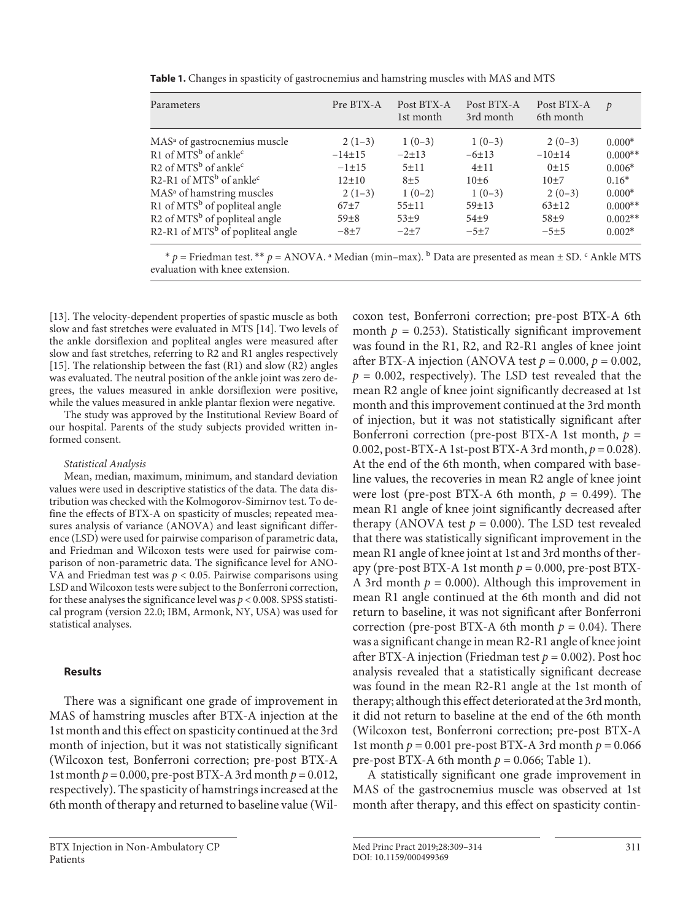**Table 1.** Changes in spasticity of gastrocnemius and hamstring muscles with MAS and MTS

| Parameters | Pre BTX-A | Post BTX-A 1st month | Post BTX-A 3rd month | Post BTX-A 6th month | $p$ |
|---|---|---|---|---|---|
| MAS[a] of gastrocnemius muscle | 2 (1–3) | 1 (0–3) | 1 (0–3) | 2 (0–3) | 0.000* |
| R1 of MTS[b] of ankle[c] | −14±15 | −2±13 | −6±13 | −10±14 | 0.000** |
| R2 of MTS[b] of ankle[c] | −1±15 | 5±11 | 4±11 | 0±15 | 0.006* |
| R2-R1 of MTS[b] of ankle[c] | 12±10 | 8±5 | 10±6 | 10±7 | 0.16* |
| MAS[a] of hamstring muscles | 2 (1–3) | 1 (0–2) | 1 (0–3) | 2 (0–3) | 0.000* |
| R1 of MTS[b] of popliteal angle | 67±7 | 55±11 | 59±13 | 63±12 | 0.000** |
| R2 of MTS[b] of popliteal angle | 59±8 | 53±9 | 54±9 | 58±9 | 0.002** |
| R2-R1 of MTS[b] of popliteal angle | −8±7 | −2±7 | −5±7 | −5±5 | 0.002* |

* $p$ = Friedman test. ** $p$ = ANOVA. [a] Median (min–max). [b] Data are presented as mean ± SD. [c] Ankle MTS evaluation with knee extension.

[13]. The velocity-dependent properties of spastic muscle as both slow and fast stretches were evaluated in MTS [14]. Two levels of the ankle dorsiflexion and popliteal angles were measured after slow and fast stretches, referring to R2 and R1 angles respectively [15]. The relationship between the fast (R1) and slow (R2) angles was evaluated. The neutral position of the ankle joint was zero degrees, the values measured in ankle dorsiflexion were positive, while the values measured in ankle plantar flexion were negative.

The study was approved by the Institutional Review Board of our hospital. Parents of the study subjects provided written informed consent.

*Statistical Analysis*

Mean, median, maximum, minimum, and standard deviation values were used in descriptive statistics of the data. The data distribution was checked with the Kolmogorov-Simirnov test. To define the effects of BTX-A on spasticity of muscles; repeated measures analysis of variance (ANOVA) and least significant difference (LSD) were used for pairwise comparison of parametric data, and Friedman and Wilcoxon tests were used for pairwise comparison of non-parametric data. The significance level for ANOVA and Friedman test was $p < 0.05$. Pairwise comparisons using LSD and Wilcoxon tests were subject to the Bonferroni correction, for these analyses the significance level was $p < 0.008$. SPSS statistical program (version 22.0; IBM, Armonk, NY, USA) was used for statistical analyses.

## Results

There was a significant one grade of improvement in MAS of hamstring muscles after BTX-A injection at the 1st month and this effect on spasticity continued at the 3rd month of injection, but it was not statistically significant (Wilcoxon test, Bonferroni correction; pre-post BTX-A 1st month $p = 0.000$, pre-post BTX-A 3rd month $p = 0.012$, respectively). The spasticity of hamstrings increased at the 6th month of therapy and returned to baseline value (Wilcoxon test, Bonferroni correction; pre-post BTX-A 6th month $p = 0.253$). Statistically significant improvement was found in the R1, R2, and R2-R1 angles of knee joint after BTX-A injection (ANOVA test $p = 0.000$, $p = 0.002$, $p = 0.002$, respectively). The LSD test revealed that the mean R2 angle of knee joint significantly decreased at 1st month and this improvement continued at the 3rd month of injection, but it was not statistically significant after Bonferroni correction (pre-post BTX-A 1st month, $p = 0.002$, post-BTX-A 1st-post BTX-A 3rd month, $p = 0.028$). At the end of the 6th month, when compared with baseline values, the recoveries in mean R2 angle of knee joint were lost (pre-post BTX-A 6th month, $p = 0.499$). The mean R1 angle of knee joint significantly decreased after therapy (ANOVA test $p = 0.000$). The LSD test revealed that there was statistically significant improvement in the mean R1 angle of knee joint at 1st and 3rd months of therapy (pre-post BTX-A 1st month $p = 0.000$, pre-post BTX-A 3rd month $p = 0.000$). Although this improvement in mean R1 angle continued at the 6th month and did not return to baseline, it was not significant after Bonferroni correction (pre-post BTX-A 6th month $p = 0.04$). There was a significant change in mean R2-R1 angle of knee joint after BTX-A injection (Friedman test $p = 0.002$). Post hoc analysis revealed that a statistically significant decrease was found in the mean R2-R1 angle at the 1st month of therapy; although this effect deteriorated at the 3rd month, it did not return to baseline at the end of the 6th month (Wilcoxon test, Bonferroni correction; pre-post BTX-A 1st month $p = 0.001$ pre-post BTX-A 3rd month $p = 0.066$ pre-post BTX-A 6th month $p = 0.066$; Table 1).

A statistically significant one grade improvement in MAS of the gastrocnemius muscle was observed at 1st month after therapy, and this effect on spasticity contin-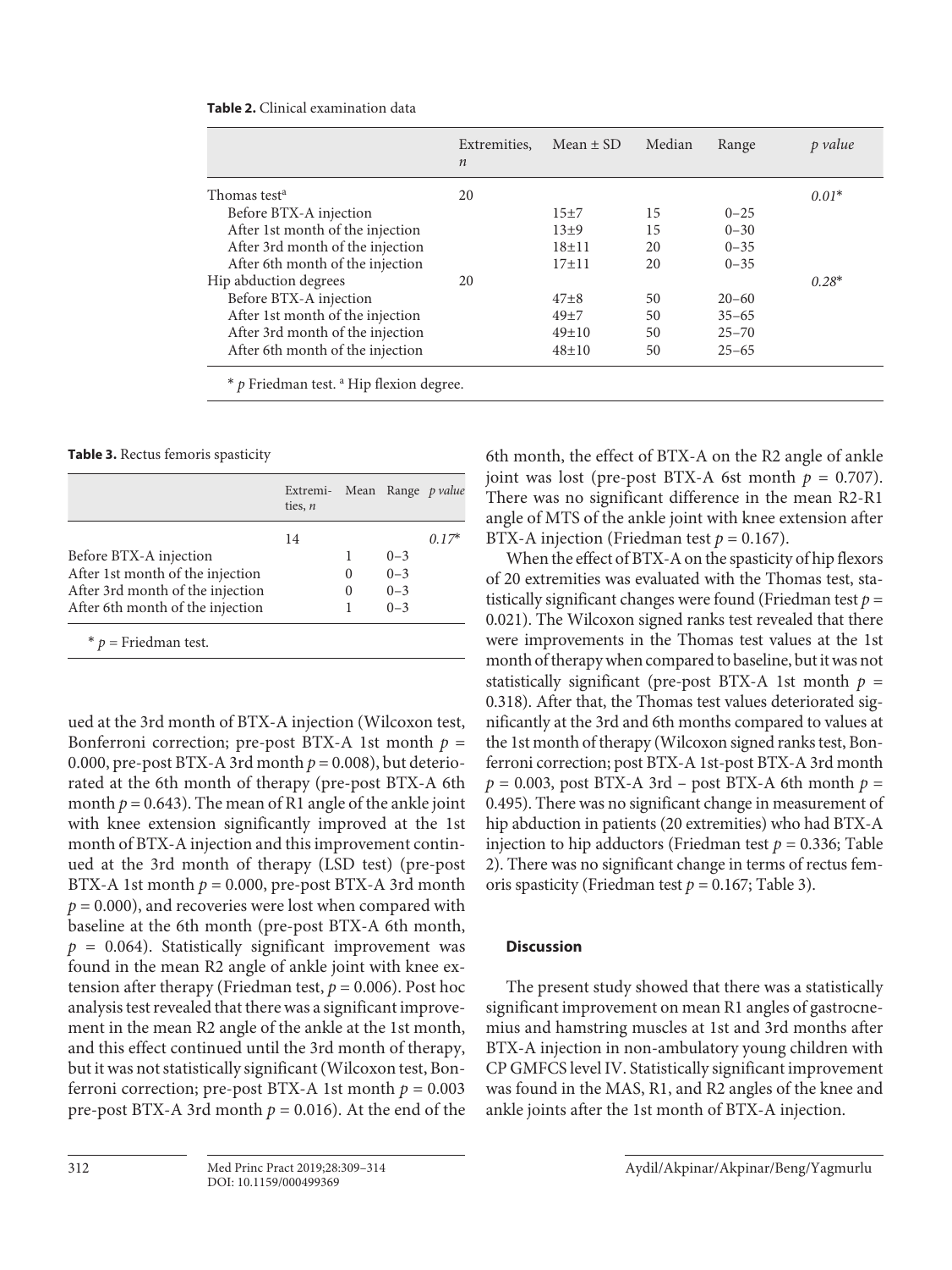**Table 2.** Clinical examination data

| | Extremities, *n* | Mean ± SD | Median | Range | *p value* |
|---|---|---|---|---|---|
| Thomas test[a] | 20 | | | | *0.01\** |
| Before BTX-A injection | | 15±7 | 15 | 0–25 | |
| After 1st month of the injection | | 13±9 | 15 | 0–30 | |
| After 3rd month of the injection | | 18±11 | 20 | 0–35 | |
| After 6th month of the injection | | 17±11 | 20 | 0–35 | |
| Hip abduction degrees | 20 | | | | *0.28\** |
| Before BTX-A injection | | 47±8 | 50 | 20–60 | |
| After 1st month of the injection | | 49±7 | 50 | 35–65 | |
| After 3rd month of the injection | | 49±10 | 50 | 25–70 | |
| After 6th month of the injection | | 48±10 | 50 | 25–65 | |

\* *p* Friedman test. [a] Hip flexion degree.

**Table 3.** Rectus femoris spasticity

| | Extremities, *n* | Mean | Range | *p value* |
|---|---|---|---|---|
| | 14 | | | *0.17\** |
| Before BTX-A injection | | 1 | 0–3 | |
| After 1st month of the injection | | 0 | 0–3 | |
| After 3rd month of the injection | | 0 | 0–3 | |
| After 6th month of the injection | | 1 | 0–3 | |

\* *p* = Friedman test.

ued at the 3rd month of BTX-A injection (Wilcoxon test, Bonferroni correction; pre-post BTX-A 1st month $p$ = 0.000, pre-post BTX-A 3rd month $p$ = 0.008), but deteriorated at the 6th month of therapy (pre-post BTX-A 6th month $p$ = 0.643). The mean of R1 angle of the ankle joint with knee extension significantly improved at the 1st month of BTX-A injection and this improvement continued at the 3rd month of therapy (LSD test) (pre-post BTX-A 1st month $p$ = 0.000, pre-post BTX-A 3rd month $p$ = 0.000), and recoveries were lost when compared with baseline at the 6th month (pre-post BTX-A 6th month, $p$ = 0.064). Statistically significant improvement was found in the mean R2 angle of ankle joint with knee extension after therapy (Friedman test, $p$ = 0.006). Post hoc analysis test revealed that there was a significant improvement in the mean R2 angle of the ankle at the 1st month, and this effect continued until the 3rd month of therapy, but it was not statistically significant (Wilcoxon test, Bonferroni correction; pre-post BTX-A 1st month $p$ = 0.003 pre-post BTX-A 3rd month $p$ = 0.016). At the end of the 6th month, the effect of BTX-A on the R2 angle of ankle joint was lost (pre-post BTX-A 6st month $p$ = 0.707). There was no significant difference in the mean R2-R1 angle of MTS of the ankle joint with knee extension after BTX-A injection (Friedman test $p$ = 0.167).

When the effect of BTX-A on the spasticity of hip flexors of 20 extremities was evaluated with the Thomas test, statistically significant changes were found (Friedman test $p$ = 0.021). The Wilcoxon signed ranks test revealed that there were improvements in the Thomas test values at the 1st month of therapy when compared to baseline, but it was not statistically significant (pre-post BTX-A 1st month $p$ = 0.318). After that, the Thomas test values deteriorated significantly at the 3rd and 6th months compared to values at the 1st month of therapy (Wilcoxon signed ranks test, Bonferroni correction; post BTX-A 1st-post BTX-A 3rd month $p$ = 0.003, post BTX-A 3rd – post BTX-A 6th month $p$ = 0.495). There was no significant change in measurement of hip abduction in patients (20 extremities) who had BTX-A injection to hip adductors (Friedman test $p$ = 0.336; Table 2). There was no significant change in terms of rectus femoris spasticity (Friedman test $p$ = 0.167; Table 3).

## Discussion

The present study showed that there was a statistically significant improvement on mean R1 angles of gastrocnemius and hamstring muscles at 1st and 3rd months after BTX-A injection in non-ambulatory young children with CP GMFCS level IV. Statistically significant improvement was found in the MAS, R1, and R2 angles of the knee and ankle joints after the 1st month of BTX-A injection.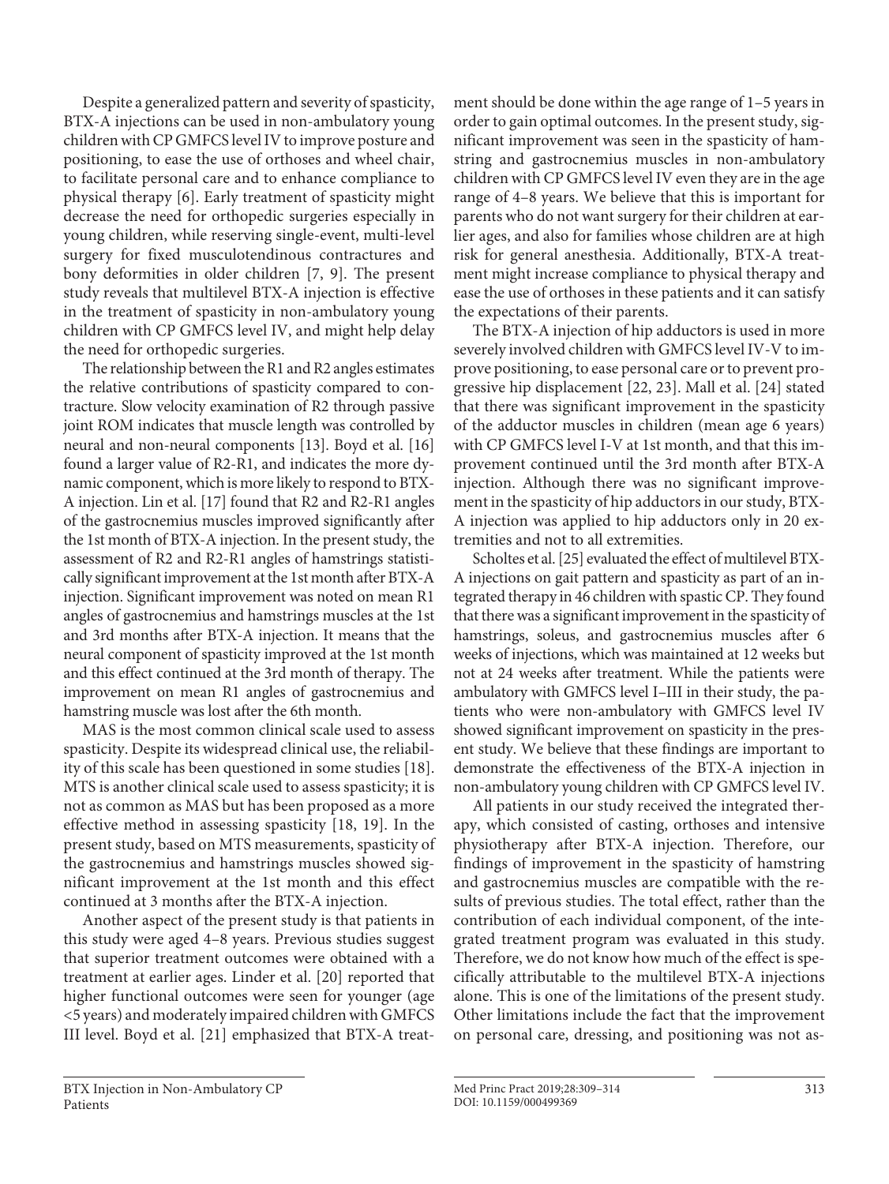Despite a generalized pattern and severity of spasticity, BTX-A injections can be used in non-ambulatory young children with CP GMFCS level IV to improve posture and positioning, to ease the use of orthoses and wheel chair, to facilitate personal care and to enhance compliance to physical therapy [6]. Early treatment of spasticity might decrease the need for orthopedic surgeries especially in young children, while reserving single-event, multi-level surgery for fixed musculotendinous contractures and bony deformities in older children [7, 9]. The present study reveals that multilevel BTX-A injection is effective in the treatment of spasticity in non-ambulatory young children with CP GMFCS level IV, and might help delay the need for orthopedic surgeries.

The relationship between the R1 and R2 angles estimates the relative contributions of spasticity compared to contracture. Slow velocity examination of R2 through passive joint ROM indicates that muscle length was controlled by neural and non-neural components [13]. Boyd et al. [16] found a larger value of R2-R1, and indicates the more dynamic component, which is more likely to respond to BTX-A injection. Lin et al. [17] found that R2 and R2-R1 angles of the gastrocnemius muscles improved significantly after the 1st month of BTX-A injection. In the present study, the assessment of R2 and R2-R1 angles of hamstrings statistically significant improvement at the 1st month after BTX-A injection. Significant improvement was noted on mean R1 angles of gastrocnemius and hamstrings muscles at the 1st and 3rd months after BTX-A injection. It means that the neural component of spasticity improved at the 1st month and this effect continued at the 3rd month of therapy. The improvement on mean R1 angles of gastrocnemius and hamstring muscle was lost after the 6th month.

MAS is the most common clinical scale used to assess spasticity. Despite its widespread clinical use, the reliability of this scale has been questioned in some studies [18]. MTS is another clinical scale used to assess spasticity; it is not as common as MAS but has been proposed as a more effective method in assessing spasticity [18, 19]. In the present study, based on MTS measurements, spasticity of the gastrocnemius and hamstrings muscles showed significant improvement at the 1st month and this effect continued at 3 months after the BTX-A injection.

Another aspect of the present study is that patients in this study were aged 4–8 years. Previous studies suggest that superior treatment outcomes were obtained with a treatment at earlier ages. Linder et al. [20] reported that higher functional outcomes were seen for younger (age <5 years) and moderately impaired children with GMFCS III level. Boyd et al. [21] emphasized that BTX-A treatment should be done within the age range of 1–5 years in order to gain optimal outcomes. In the present study, significant improvement was seen in the spasticity of hamstring and gastrocnemius muscles in non-ambulatory children with CP GMFCS level IV even they are in the age range of 4–8 years. We believe that this is important for parents who do not want surgery for their children at earlier ages, and also for families whose children are at high risk for general anesthesia. Additionally, BTX-A treatment might increase compliance to physical therapy and ease the use of orthoses in these patients and it can satisfy the expectations of their parents.

The BTX-A injection of hip adductors is used in more severely involved children with GMFCS level IV-V to improve positioning, to ease personal care or to prevent progressive hip displacement [22, 23]. Mall et al. [24] stated that there was significant improvement in the spasticity of the adductor muscles in children (mean age 6 years) with CP GMFCS level I-V at 1st month, and that this improvement continued until the 3rd month after BTX-A injection. Although there was no significant improvement in the spasticity of hip adductors in our study, BTX-A injection was applied to hip adductors only in 20 extremities and not to all extremities.

Scholtes et al. [25] evaluated the effect of multilevel BTX-A injections on gait pattern and spasticity as part of an integrated therapy in 46 children with spastic CP. They found that there was a significant improvement in the spasticity of hamstrings, soleus, and gastrocnemius muscles after 6 weeks of injections, which was maintained at 12 weeks but not at 24 weeks after treatment. While the patients were ambulatory with GMFCS level I–III in their study, the patients who were non-ambulatory with GMFCS level IV showed significant improvement on spasticity in the present study. We believe that these findings are important to demonstrate the effectiveness of the BTX-A injection in non-ambulatory young children with CP GMFCS level IV.

All patients in our study received the integrated therapy, which consisted of casting, orthoses and intensive physiotherapy after BTX-A injection. Therefore, our findings of improvement in the spasticity of hamstring and gastrocnemius muscles are compatible with the results of previous studies. The total effect, rather than the contribution of each individual component, of the integrated treatment program was evaluated in this study. Therefore, we do not know how much of the effect is specifically attributable to the multilevel BTX-A injections alone. This is one of the limitations of the present study. Other limitations include the fact that the improvement on personal care, dressing, and positioning was not as-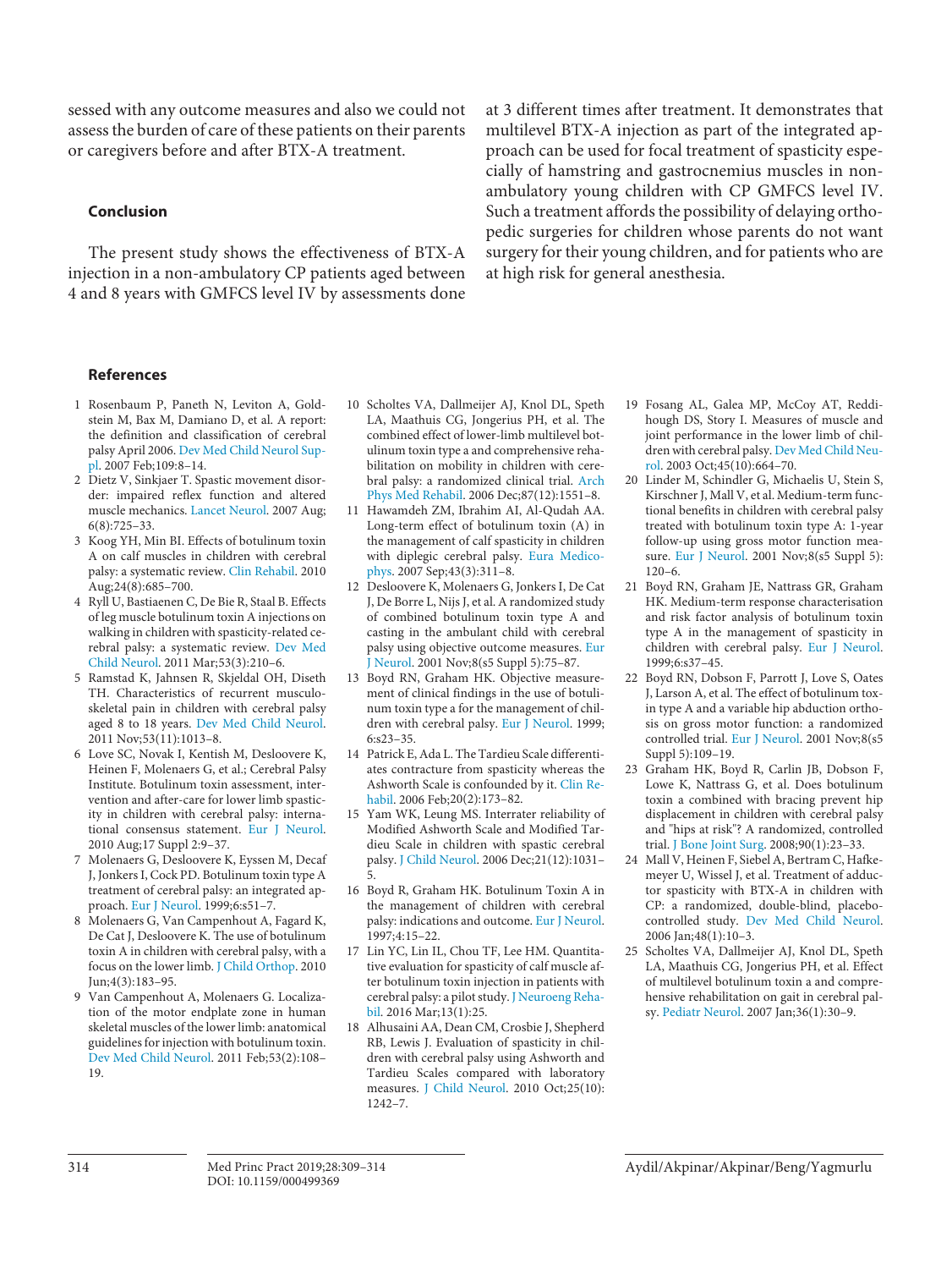sessed with any outcome measures and also we could not assess the burden of care of these patients on their parents or caregivers before and after BTX-A treatment.

## Conclusion

The present study shows the effectiveness of BTX-A injection in a non-ambulatory CP patients aged between 4 and 8 years with GMFCS level IV by assessments done at 3 different times after treatment. It demonstrates that multilevel BTX-A injection as part of the integrated approach can be used for focal treatment of spasticity especially of hamstring and gastrocnemius muscles in non-ambulatory young children with CP GMFCS level IV. Such a treatment affords the possibility of delaying orthopedic surgeries for children whose parents do not want surgery for their young children, and for patients who are at high risk for general anesthesia.

## References

1. Rosenbaum P, Paneth N, Leviton A, Goldstein M, Bax M, Damiano D, et al. A report: the definition and classification of cerebral palsy April 2006. Dev Med Child Neurol Suppl. 2007 Feb;109:8–14.
2. Dietz V, Sinkjaer T. Spastic movement disorder: impaired reflex function and altered muscle mechanics. Lancet Neurol. 2007 Aug;6(8):725–33.
3. Koog YH, Min BI. Effects of botulinum toxin A on calf muscles in children with cerebral palsy: a systematic review. Clin Rehabil. 2010 Aug;24(8):685–700.
4. Ryll U, Bastiaenen C, De Bie R, Staal B. Effects of leg muscle botulinum toxin A injections on walking in children with spasticity-related cerebral palsy: a systematic review. Dev Med Child Neurol. 2011 Mar;53(3):210–6.
5. Ramstad K, Jahnsen R, Skjeldal OH, Diseth TH. Characteristics of recurrent musculoskeletal pain in children with cerebral palsy aged 8 to 18 years. Dev Med Child Neurol. 2011 Nov;53(11):1013–8.
6. Love SC, Novak I, Kentish M, Desloovere K, Heinen F, Molenaers G, et al.; Cerebral Palsy Institute. Botulinum toxin assessment, intervention and after-care for lower limb spasticity in children with cerebral palsy: international consensus statement. Eur J Neurol. 2010 Aug;17 Suppl 2:9–37.
7. Molenaers G, Desloovere K, Eyssen M, Decaf J, Jonkers I, Cock PD. Botulinum toxin type A treatment of cerebral palsy: an integrated approach. Eur J Neurol. 1999;6:s51–7.
8. Molenaers G, Van Campenhout A, Fagard K, De Cat J, Desloovere K. The use of botulinum toxin A in children with cerebral palsy, with a focus on the lower limb. J Child Orthop. 2010 Jun;4(3):183–95.
9. Van Campenhout A, Molenaers G. Localization of the motor endplate zone in human skeletal muscles of the lower limb: anatomical guidelines for injection with botulinum toxin. Dev Med Child Neurol. 2011 Feb;53(2):108–19.
10. Scholtes VA, Dallmeijer AJ, Knol DL, Speth LA, Maathuis CG, Jongerius PH, et al. The combined effect of lower-limb multilevel botulinum toxin type a and comprehensive rehabilitation on mobility in children with cerebral palsy: a randomized clinical trial. Arch Phys Med Rehabil. 2006 Dec;87(12):1551–8.
11. Hawamdeh ZM, Ibrahim AI, Al-Qudah AA. Long-term effect of botulinum toxin (A) in the management of calf spasticity in children with diplegic cerebral palsy. Eura Medicophys. 2007 Sep;43(3):311–8.
12. Desloovere K, Molenaers G, Jonkers I, De Cat J, De Borre L, Nijs J, et al. A randomized study of combined botulinum toxin type A and casting in the ambulant child with cerebral palsy using objective outcome measures. Eur J Neurol. 2001 Nov;8(s5 Suppl 5):75–87.
13. Boyd RN, Graham HK. Objective measurement of clinical findings in the use of botulinum toxin type a for the management of children with cerebral palsy. Eur J Neurol. 1999;6:s23–35.
14. Patrick E, Ada L. The Tardieu Scale differentiates contracture from spasticity whereas the Ashworth Scale is confounded by it. Clin Rehabil. 2006 Feb;20(2):173–82.
15. Yam WK, Leung MS. Interrater reliability of Modified Ashworth Scale and Modified Tardieu Scale in children with spastic cerebral palsy. J Child Neurol. 2006 Dec;21(12):1031–5.
16. Boyd R, Graham HK. Botulinum Toxin A in the management of children with cerebral palsy: indications and outcome. Eur J Neurol. 1997;4:15–22.
17. Lin YC, Lin IL, Chou TF, Lee HM. Quantitative evaluation for spasticity of calf muscle after botulinum toxin injection in patients with cerebral palsy: a pilot study. J Neuroeng Rehabil. 2016 Mar;13(1):25.
18. Alhusaini AA, Dean CM, Crosbie J, Shepherd RB, Lewis J. Evaluation of spasticity in children with cerebral palsy using Ashworth and Tardieu Scales compared with laboratory measures. J Child Neurol. 2010 Oct;25(10):1242–7.
19. Fosang AL, Galea MP, McCoy AT, Reddihough DS, Story I. Measures of muscle and joint performance in the lower limb of children with cerebral palsy. Dev Med Child Neurol. 2003 Oct;45(10):664–70.
20. Linder M, Schindler G, Michaelis U, Stein S, Kirschner J, Mall V, et al. Medium-term functional benefits in children with cerebral palsy treated with botulinum toxin type A: 1-year follow-up using gross motor function measure. Eur J Neurol. 2001 Nov;8(s5 Suppl 5):120–6.
21. Boyd RN, Graham JE, Nattrass GR, Graham HK. Medium-term response characterisation and risk factor analysis of botulinum toxin type A in the management of spasticity in children with cerebral palsy. Eur J Neurol. 1999;6:s37–45.
22. Boyd RN, Dobson F, Parrott J, Love S, Oates J, Larson A, et al. The effect of botulinum toxin type A and a variable hip abduction orthosis on gross motor function: a randomized controlled trial. Eur J Neurol. 2001 Nov;8(s5 Suppl 5):109–19.
23. Graham HK, Boyd R, Carlin JB, Dobson F, Lowe K, Nattrass G, et al. Does botulinum toxin a combined with bracing prevent hip displacement in children with cerebral palsy and "hips at risk"? A randomized, controlled trial. J Bone Joint Surg. 2008;90(1):23–33.
24. Mall V, Heinen F, Siebel A, Bertram C, Hafkemeyer U, Wissel J, et al. Treatment of adductor spasticity with BTX-A in children with CP: a randomized, double-blind, placebo-controlled study. Dev Med Child Neurol. 2006 Jan;48(1):10–3.
25. Scholtes VA, Dallmeijer AJ, Knol DL, Speth LA, Maathuis CG, Jongerius PH, et al. Effect of multilevel botulinum toxin a and comprehensive rehabilitation on gait in cerebral palsy. Pediatr Neurol. 2007 Jan;36(1):30–9.